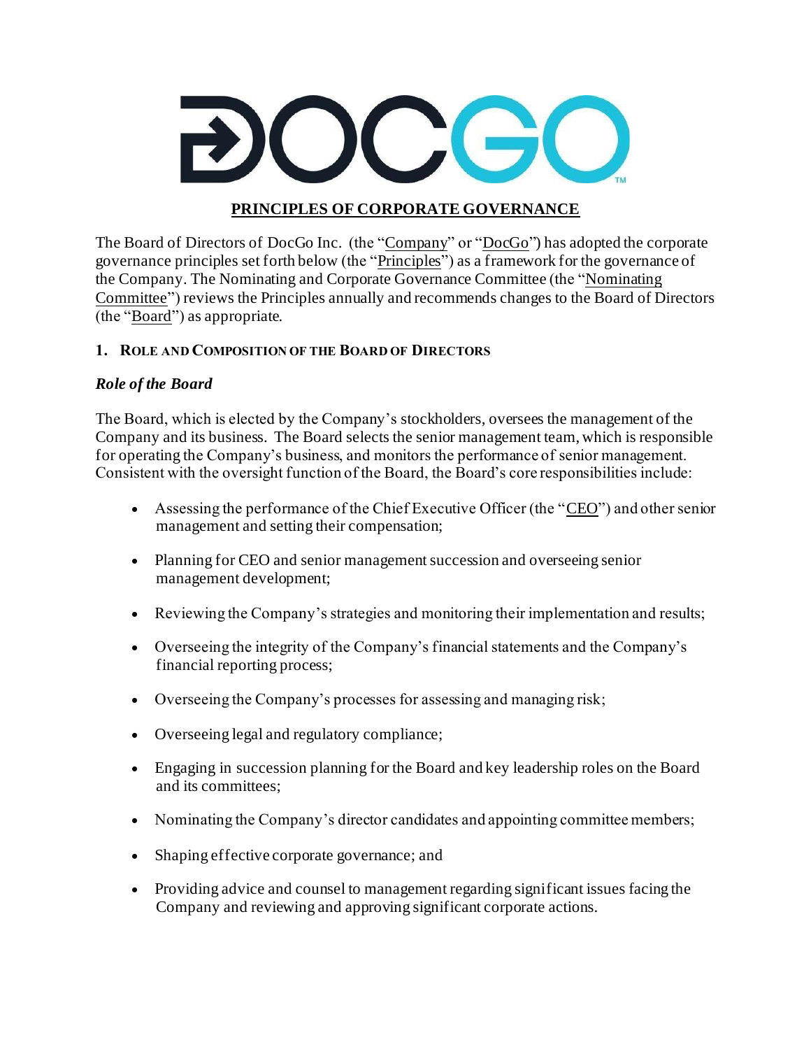# PRINCIPLES OF CORPORATE GOVERNANCE

The Board of Directors of DocGo Inc. (the "Company" or "DocGo") has adopted the corporate governance principles set forth below (the "Principles") as a framework for the governance of the Company. The Nominating and Corporate Governance Committee (the "Nominating Committee") reviews the Principles annually and recommends changes to the Board of Directors (the "Board") as appropriate.

## 1. ROLE AND COMPOSITION OF THE BOARD OF DIRECTORS

### *Role of the Board*

The Board, which is elected by the Company's stockholders, oversees the management of the Company and its business. The Board selects the senior management team, which is responsible for operating the Company's business, and monitors the performance of senior management. Consistent with the oversight function of the Board, the Board's core responsibilities include:

- Assessing the performance of the Chief Executive Officer (the "CEO") and other senior management and setting their compensation;
- Planning for CEO and senior management succession and overseeing senior management development;
- Reviewing the Company's strategies and monitoring their implementation and results;
- Overseeing the integrity of the Company's financial statements and the Company's financial reporting process;
- Overseeing the Company's processes for assessing and managing risk;
- Overseeing legal and regulatory compliance;
- Engaging in succession planning for the Board and key leadership roles on the Board and its committees;
- Nominating the Company's director candidates and appointing committee members;
- Shaping effective corporate governance; and
- Providing advice and counsel to management regarding significant issues facing the Company and reviewing and approving significant corporate actions.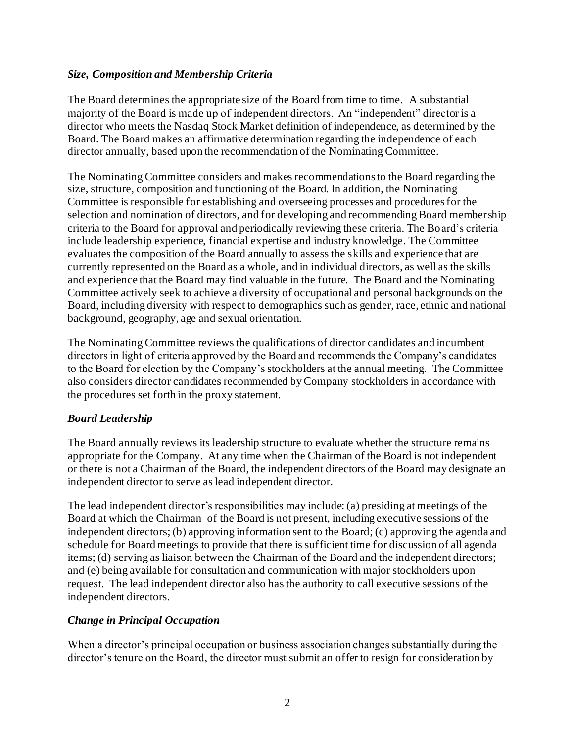### *Size, Composition and Membership Criteria*

The Board determines the appropriate size of the Board from time to time. A substantial majority of the Board is made up of independent directors. An "independent" director is a director who meets the Nasdaq Stock Market definition of independence, as determined by the Board. The Board makes an affirmative determination regarding the independence of each director annually, based upon the recommendation of the Nominating Committee.

The Nominating Committee considers and makes recommendations to the Board regarding the size, structure, composition and functioning of the Board. In addition, the Nominating Committee is responsible for establishing and overseeing processes and procedures for the selection and nomination of directors, and for developing and recommending Board membership criteria to the Board for approval and periodically reviewing these criteria. The Board's criteria include leadership experience, financial expertise and industry knowledge. The Committee evaluates the composition of the Board annually to assess the skills and experience that are currently represented on the Board as a whole, and in individual directors, as well as the skills and experience that the Board may find valuable in the future. The Board and the Nominating Committee actively seek to achieve a diversity of occupational and personal backgrounds on the Board, including diversity with respect to demographics such as gender, race, ethnic and national background, geography, age and sexual orientation.

The Nominating Committee reviews the qualifications of director candidates and incumbent directors in light of criteria approved by the Board and recommends the Company's candidates to the Board for election by the Company's stockholders at the annual meeting. The Committee also considers director candidates recommended by Company stockholders in accordance with the procedures set forth in the proxy statement.

### *Board Leadership*

The Board annually reviews its leadership structure to evaluate whether the structure remains appropriate for the Company. At any time when the Chairman of the Board is not independent or there is not a Chairman of the Board, the independent directors of the Board may designate an independent director to serve as lead independent director.

The lead independent director's responsibilities may include: (a) presiding at meetings of the Board at which the Chairman of the Board is not present, including executive sessions of the independent directors; (b) approving information sent to the Board; (c) approving the agenda and schedule for Board meetings to provide that there is sufficient time for discussion of all agenda items; (d) serving as liaison between the Chairman of the Board and the independent directors; and (e) being available for consultation and communication with major stockholders upon request. The lead independent director also has the authority to call executive sessions of the independent directors.

### *Change in Principal Occupation*

When a director's principal occupation or business association changes substantially during the director's tenure on the Board, the director must submit an offer to resign for consideration by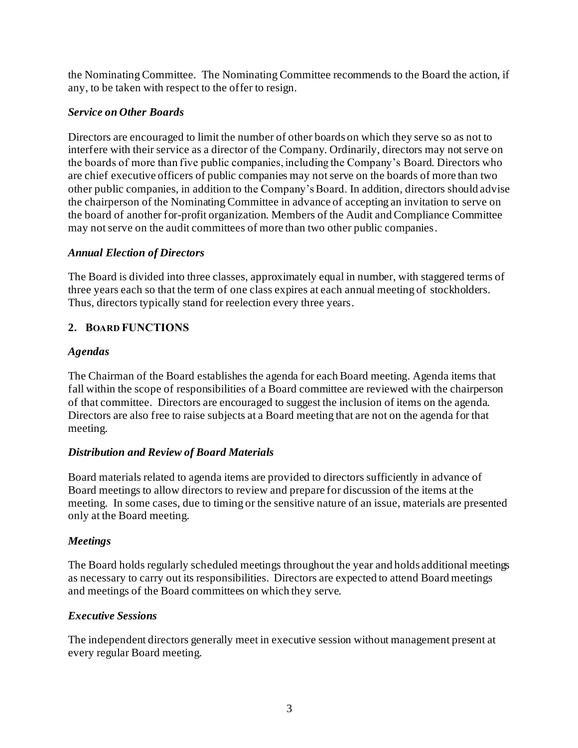the Nominating Committee. The Nominating Committee recommends to the Board the action, if any, to be taken with respect to the offer to resign.

### *Service on Other Boards*

Directors are encouraged to limit the number of other boards on which they serve so as not to interfere with their service as a director of the Company. Ordinarily, directors may not serve on the boards of more than five public companies, including the Company's Board. Directors who are chief executive officers of public companies may not serve on the boards of more than two other public companies, in addition to the Company's Board. In addition, directors should advise the chairperson of the Nominating Committee in advance of accepting an invitation to serve on the board of another for-profit organization. Members of the Audit and Compliance Committee may not serve on the audit committees of more than two other public companies.

### *Annual Election of Directors*

The Board is divided into three classes, approximately equal in number, with staggered terms of three years each so that the term of one class expires at each annual meeting of stockholders. Thus, directors typically stand for reelection every three years.

## 2. BOARD FUNCTIONS

### *Agendas*

The Chairman of the Board establishes the agenda for each Board meeting. Agenda items that fall within the scope of responsibilities of a Board committee are reviewed with the chairperson of that committee. Directors are encouraged to suggest the inclusion of items on the agenda. Directors are also free to raise subjects at a Board meeting that are not on the agenda for that meeting.

### *Distribution and Review of Board Materials*

Board materials related to agenda items are provided to directors sufficiently in advance of Board meetings to allow directors to review and prepare for discussion of the items at the meeting. In some cases, due to timing or the sensitive nature of an issue, materials are presented only at the Board meeting.

### *Meetings*

The Board holds regularly scheduled meetings throughout the year and holds additional meetings as necessary to carry out its responsibilities. Directors are expected to attend Board meetings and meetings of the Board committees on which they serve.

### *Executive Sessions*

The independent directors generally meet in executive session without management present at every regular Board meeting.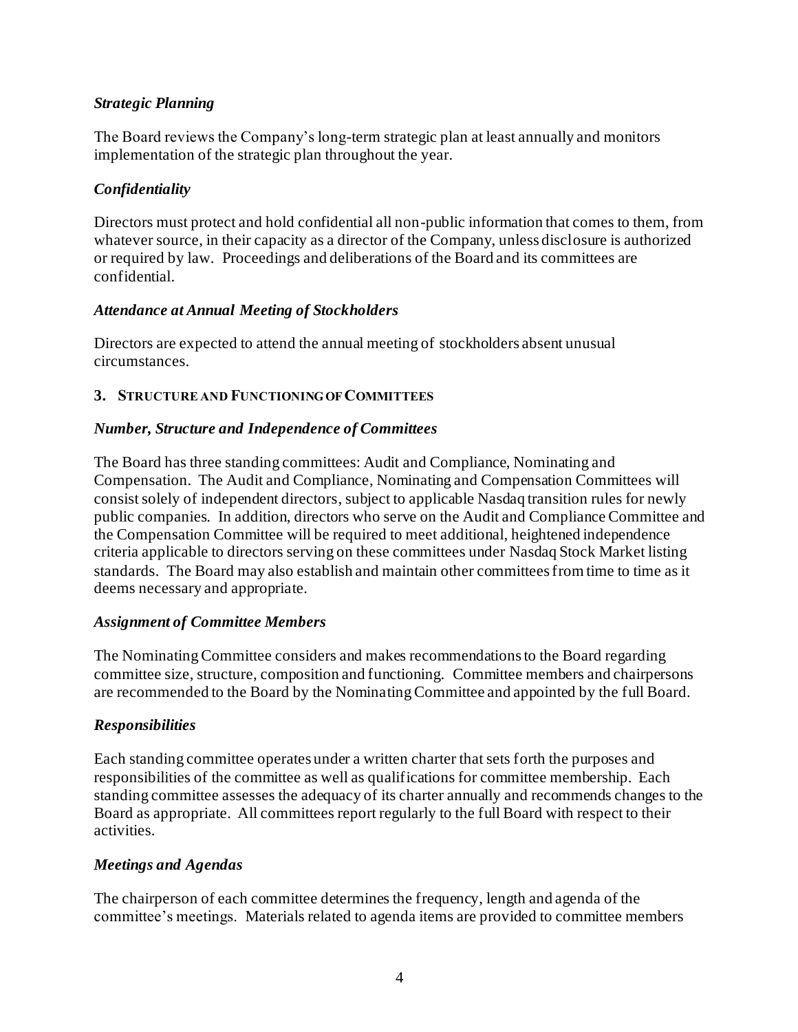### *Strategic Planning*

The Board reviews the Company's long-term strategic plan at least annually and monitors implementation of the strategic plan throughout the year.

### *Confidentiality*

Directors must protect and hold confidential all non-public information that comes to them, from whatever source, in their capacity as a director of the Company, unless disclosure is authorized or required by law. Proceedings and deliberations of the Board and its committees are confidential.

### *Attendance at Annual Meeting of Stockholders*

Directors are expected to attend the annual meeting of stockholders absent unusual circumstances.

## 3. STRUCTURE AND FUNCTIONING OF COMMITTEES

### *Number, Structure and Independence of Committees*

The Board has three standing committees: Audit and Compliance, Nominating and Compensation. The Audit and Compliance, Nominating and Compensation Committees will consist solely of independent directors, subject to applicable Nasdaq transition rules for newly public companies. In addition, directors who serve on the Audit and Compliance Committee and the Compensation Committee will be required to meet additional, heightened independence criteria applicable to directors serving on these committees under Nasdaq Stock Market listing standards. The Board may also establish and maintain other committees from time to time as it deems necessary and appropriate.

### *Assignment of Committee Members*

The Nominating Committee considers and makes recommendations to the Board regarding committee size, structure, composition and functioning. Committee members and chairpersons are recommended to the Board by the Nominating Committee and appointed by the full Board.

### *Responsibilities*

Each standing committee operates under a written charter that sets forth the purposes and responsibilities of the committee as well as qualifications for committee membership. Each standing committee assesses the adequacy of its charter annually and recommends changes to the Board as appropriate. All committees report regularly to the full Board with respect to their activities.

### *Meetings and Agendas*

The chairperson of each committee determines the frequency, length and agenda of the committee's meetings. Materials related to agenda items are provided to committee members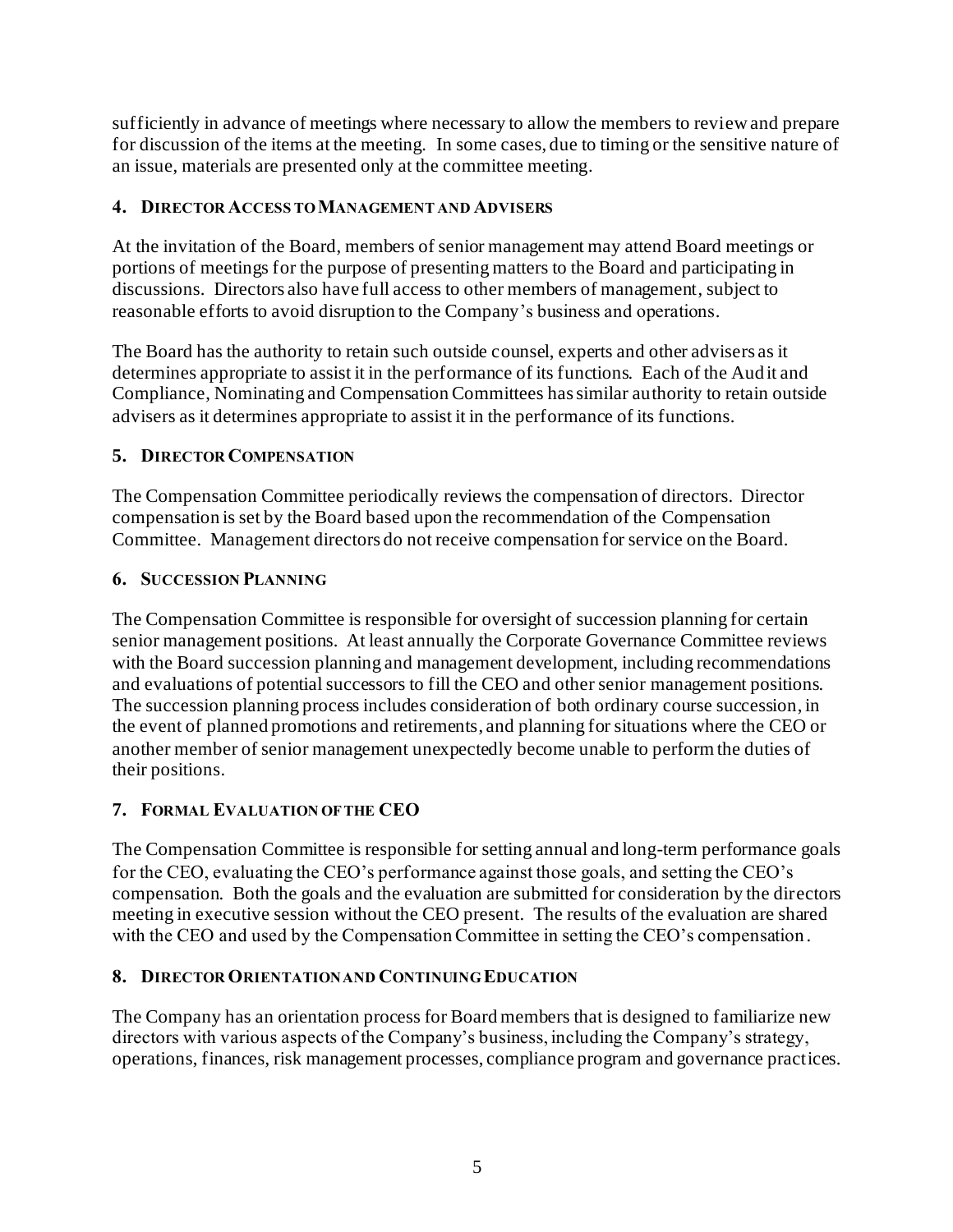sufficiently in advance of meetings where necessary to allow the members to review and prepare for discussion of the items at the meeting. In some cases, due to timing or the sensitive nature of an issue, materials are presented only at the committee meeting.

### 4. Director Access to Management and Advisers

At the invitation of the Board, members of senior management may attend Board meetings or portions of meetings for the purpose of presenting matters to the Board and participating in discussions. Directors also have full access to other members of management, subject to reasonable efforts to avoid disruption to the Company's business and operations.

The Board has the authority to retain such outside counsel, experts and other advisers as it determines appropriate to assist it in the performance of its functions. Each of the Audit and Compliance, Nominating and Compensation Committees has similar authority to retain outside advisers as it determines appropriate to assist it in the performance of its functions.

### 5. Director Compensation

The Compensation Committee periodically reviews the compensation of directors. Director compensation is set by the Board based upon the recommendation of the Compensation Committee. Management directors do not receive compensation for service on the Board.

### 6. Succession Planning

The Compensation Committee is responsible for oversight of succession planning for certain senior management positions. At least annually the Corporate Governance Committee reviews with the Board succession planning and management development, including recommendations and evaluations of potential successors to fill the CEO and other senior management positions. The succession planning process includes consideration of both ordinary course succession, in the event of planned promotions and retirements, and planning for situations where the CEO or another member of senior management unexpectedly become unable to perform the duties of their positions.

### 7. Formal Evaluation of the CEO

The Compensation Committee is responsible for setting annual and long-term performance goals for the CEO, evaluating the CEO's performance against those goals, and setting the CEO's compensation. Both the goals and the evaluation are submitted for consideration by the directors meeting in executive session without the CEO present. The results of the evaluation are shared with the CEO and used by the Compensation Committee in setting the CEO's compensation.

### 8. Director Orientation and Continuing Education

The Company has an orientation process for Board members that is designed to familiarize new directors with various aspects of the Company's business, including the Company's strategy, operations, finances, risk management processes, compliance program and governance practices.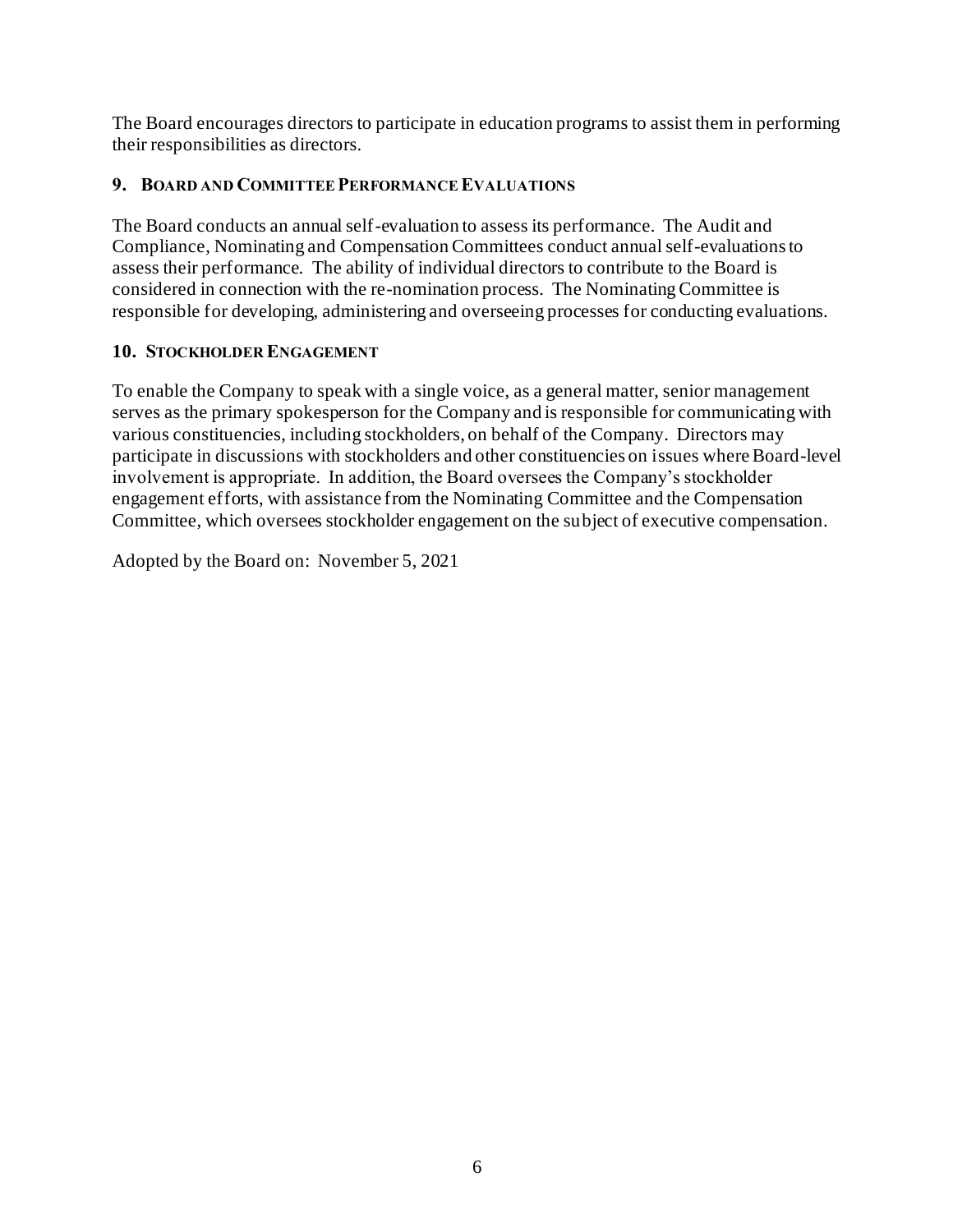The Board encourages directors to participate in education programs to assist them in performing their responsibilities as directors.

## 9. Board and Committee Performance Evaluations

The Board conducts an annual self-evaluation to assess its performance. The Audit and Compliance, Nominating and Compensation Committees conduct annual self-evaluations to assess their performance. The ability of individual directors to contribute to the Board is considered in connection with the re-nomination process. The Nominating Committee is responsible for developing, administering and overseeing processes for conducting evaluations.

## 10. Stockholder Engagement

To enable the Company to speak with a single voice, as a general matter, senior management serves as the primary spokesperson for the Company and is responsible for communicating with various constituencies, including stockholders, on behalf of the Company. Directors may participate in discussions with stockholders and other constituencies on issues where Board-level involvement is appropriate. In addition, the Board oversees the Company's stockholder engagement efforts, with assistance from the Nominating Committee and the Compensation Committee, which oversees stockholder engagement on the subject of executive compensation.

Adopted by the Board on: November 5, 2021